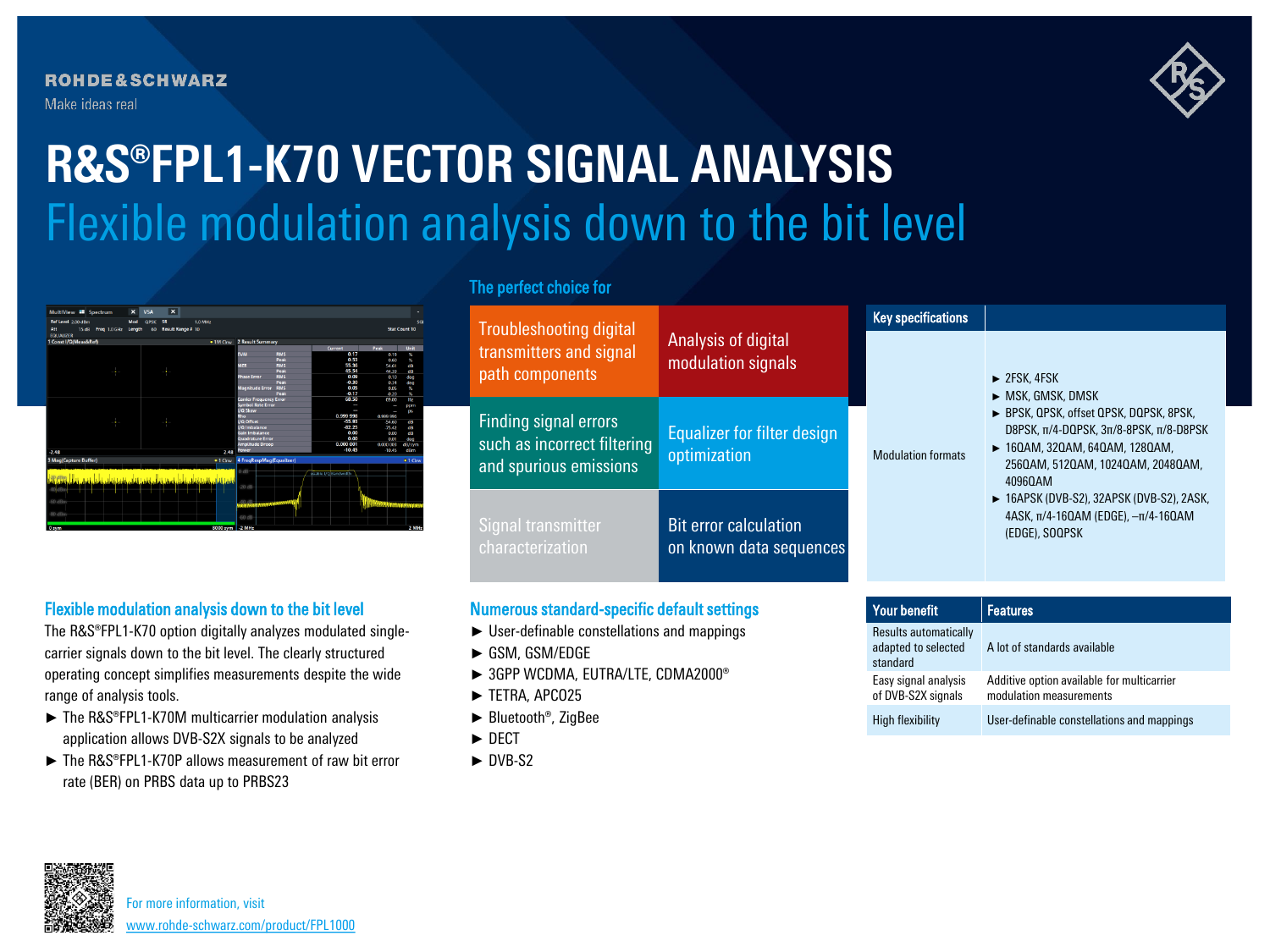ROHDE&SCHWARZ

Make ideas real

# R&S®FPL1-K70 VECTOR SIGNAL ANALYSIS

## Flexible modulation analysis down to the bit level

### The perfect choice for

| | |
|---|---|
| Troubleshooting digital transmitters and signal path components | Analysis of digital modulation signals |
| Finding signal errors such as incorrect filtering and spurious emissions | Equalizer for filter design optimization |
| Signal transmitter characterization | Bit error calculation on known data sequences |

| Key specifications | |
|---|---|
| Modulation formats | ► 2FSK, 4FSK<br>► MSK, GMSK, DMSK<br>► BPSK, QPSK, offset QPSK, DQPSK, 8PSK, D8PSK, π/4-DQPSK, 3π/8-8PSK, π/8-D8PSK<br>► 16QAM, 32QAM, 64QAM, 128QAM, 256QAM, 512QAM, 1024QAM, 2048QAM, 4096QAM<br>► 16APSK (DVB-S2), 32APSK (DVB-S2), 2ASK, 4ASK, π/4-16QAM (EDGE), –π/4-16QAM (EDGE), SOQPSK |

### Flexible modulation analysis down to the bit level

The R&S®FPL1-K70 option digitally analyzes modulated single-carrier signals down to the bit level. The clearly structured operating concept simplifies measurements despite the wide range of analysis tools.

- ► The R&S®FPL1-K70M multicarrier modulation analysis application allows DVB-S2X signals to be analyzed
- ► The R&S®FPL1-K70P allows measurement of raw bit error rate (BER) on PRBS data up to PRBS23

### Numerous standard-specific default settings

- ► User-definable constellations and mappings
- ► GSM, GSM/EDGE
- ► 3GPP WCDMA, EUTRA/LTE, CDMA2000®
- ► TETRA, APCO25
- ► Bluetooth®, ZigBee
- ► DECT
- ► DVB-S2

| Your benefit | Features |
|---|---|
| Results automatically adapted to selected standard | A lot of standards available |
| Easy signal analysis of DVB-S2X signals | Additive option available for multicarrier modulation measurements |
| High flexibility | User-definable constellations and mappings |

For more information, visit
www.rohde-schwarz.com/product/FPL1000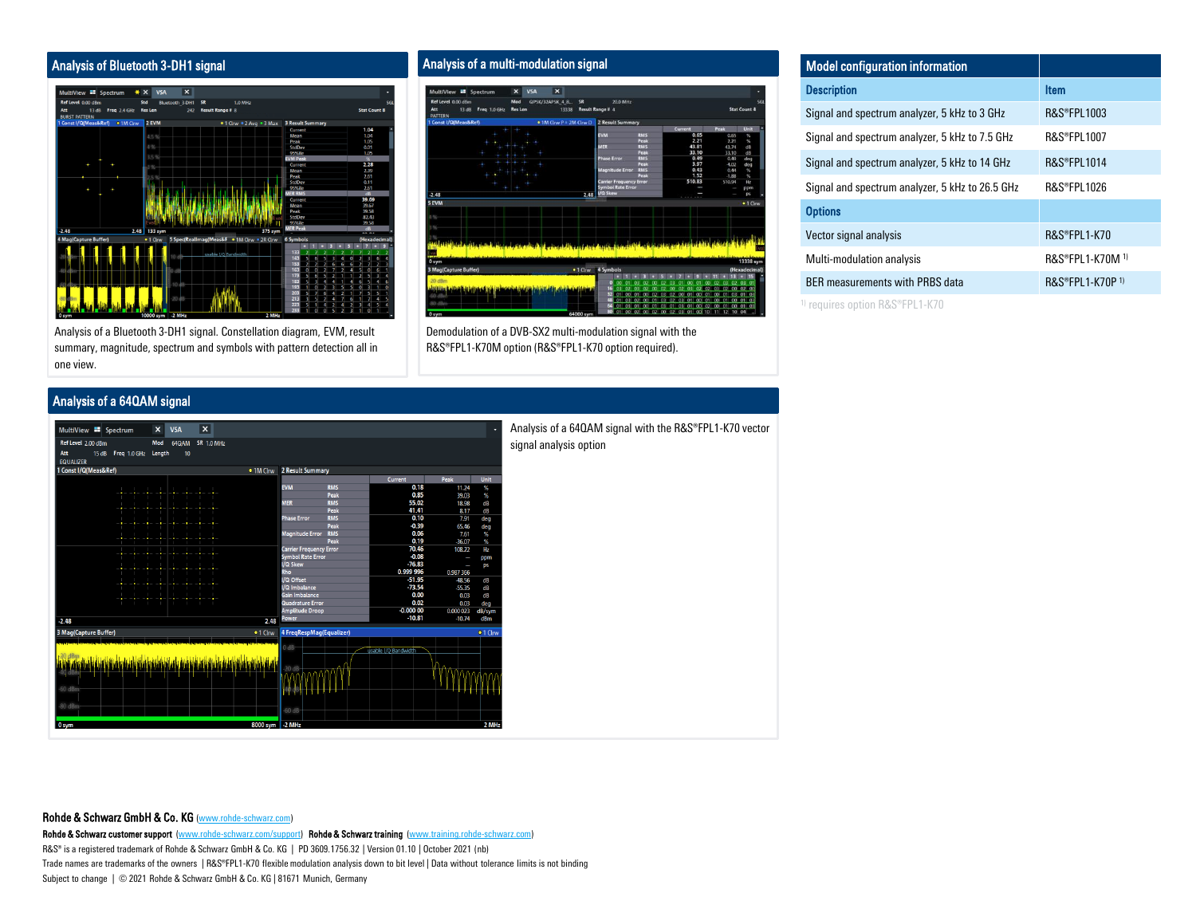## Analysis of Bluetooth 3-DH1 signal

Analysis of a Bluetooth 3-DH1 signal. Constellation diagram, EVM, result summary, magnitude, spectrum and symbols with pattern detection all in one view.

## Analysis of a multi-modulation signal

Demodulation of a DVB-SX2 multi-modulation signal with the R&S®FPL1-K70M option (R&S®FPL1-K70 option required).

## Model configuration information

| Description | Item |
|---|---|
| Signal and spectrum analyzer, 5 kHz to 3 GHz | R&S®FPL1003 |
| Signal and spectrum analyzer, 5 kHz to 7.5 GHz | R&S®FPL1007 |
| Signal and spectrum analyzer, 5 kHz to 14 GHz | R&S®FPL1014 |
| Signal and spectrum analyzer, 5 kHz to 26.5 GHz | R&S®FPL1026 |
| **Options** | |
| Vector signal analysis | R&S®FPL1-K70 |
| Multi-modulation analysis | R&S®FPL1-K70M [1)] |
| BER measurements with PRBS data | R&S®FPL1-K70P [1)] |

[1)] requires option R&S®FPL1-K70

## Analysis of a 64QAM signal

Analysis of a 64QAM signal with the R&S®FPL1-K70 vector signal analysis option

**Rohde & Schwarz GmbH & Co. KG** (www.rohde-schwarz.com)

**Rohde & Schwarz customer support** (www.rohde-schwarz.com/support) **Rohde & Schwarz training** (www.training.rohde-schwarz.com)

R&S® is a registered trademark of Rohde & Schwarz GmbH & Co. KG | PD 3609.1756.32 | Version 01.10 | October 2021 (nb)

Trade names are trademarks of the owners | R&S®FPL1-K70 flexible modulation analysis down to bit level | Data without tolerance limits is not binding

Subject to change | © 2021 Rohde & Schwarz GmbH & Co. KG | 81671 Munich, Germany